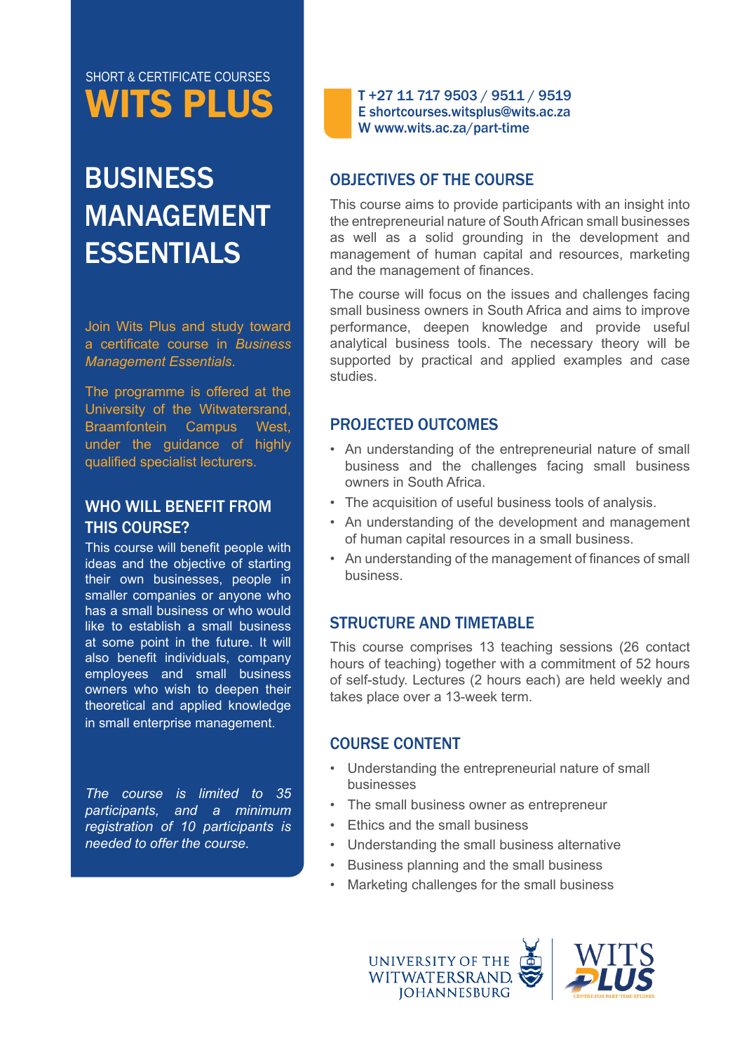SHORT & CERTIFICATE COURSES

# WITS PLUS

# BUSINESS MANAGEMENT ESSENTIALS

Join Wits Plus and study toward a certificate course in *Business Management Essentials.*

The programme is offered at the University of the Witwatersrand, Braamfontein Campus West, under the guidance of highly qualified specialist lecturers.

## WHO WILL BENEFIT FROM THIS COURSE?

This course will benefit people with ideas and the objective of starting their own businesses, people in smaller companies or anyone who has a small business or who would like to establish a small business at some point in the future. It will also benefit individuals, company employees and small business owners who wish to deepen their theoretical and applied knowledge in small enterprise management.

*The course is limited to 35 participants, and a minimum registration of 10 participants is needed to offer the course.*

T +27 11 717 9503 / 9511 / 9519
E shortcourses.witsplus@wits.ac.za
W www.wits.ac.za/part-time

## OBJECTIVES OF THE COURSE

This course aims to provide participants with an insight into the entrepreneurial nature of South African small businesses as well as a solid grounding in the development and management of human capital and resources, marketing and the management of finances.

The course will focus on the issues and challenges facing small business owners in South Africa and aims to improve performance, deepen knowledge and provide useful analytical business tools. The necessary theory will be supported by practical and applied examples and case studies.

## PROJECTED OUTCOMES

- An understanding of the entrepreneurial nature of small business and the challenges facing small business owners in South Africa.
- The acquisition of useful business tools of analysis.
- An understanding of the development and management of human capital resources in a small business.
- An understanding of the management of finances of small business.

## STRUCTURE AND TIMETABLE

This course comprises 13 teaching sessions (26 contact hours of teaching) together with a commitment of 52 hours of self-study. Lectures (2 hours each) are held weekly and takes place over a 13-week term.

## COURSE CONTENT

- Understanding the entrepreneurial nature of small businesses
- The small business owner as entrepreneur
- Ethics and the small business
- Understanding the small business alternative
- Business planning and the small business
- Marketing challenges for the small business

UNIVERSITY OF THE WITWATERSRAND, JOHANNESBURG

WITS PLUS CENTRE FOR PART-TIME STUDIES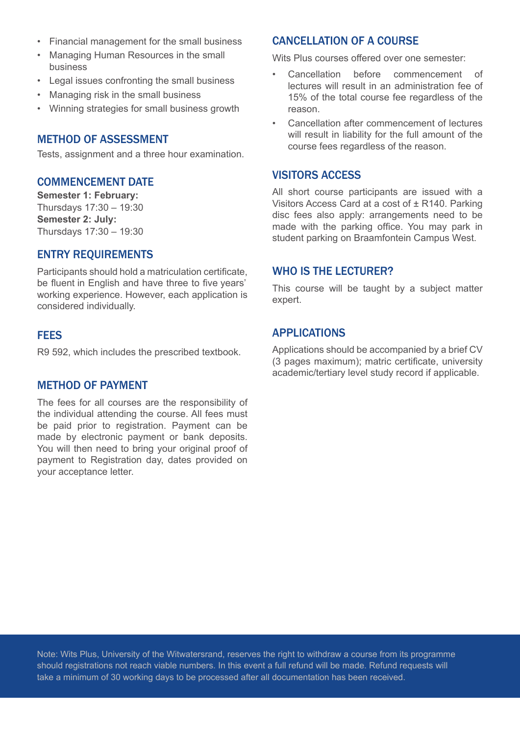- Financial management for the small business
- Managing Human Resources in the small business
- Legal issues confronting the small business
- Managing risk in the small business
- Winning strategies for small business growth

## METHOD OF ASSESSMENT

Tests, assignment and a three hour examination.

## COMMENCEMENT DATE

**Semester 1: February:**
Thursdays 17:30 – 19:30
**Semester 2: July:**
Thursdays 17:30 – 19:30

## ENTRY REQUIREMENTS

Participants should hold a matriculation certificate, be fluent in English and have three to five years' working experience. However, each application is considered individually.

## FEES

R9 592, which includes the prescribed textbook.

## METHOD OF PAYMENT

The fees for all courses are the responsibility of the individual attending the course. All fees must be paid prior to registration. Payment can be made by electronic payment or bank deposits. You will then need to bring your original proof of payment to Registration day, dates provided on your acceptance letter.

## CANCELLATION OF A COURSE

Wits Plus courses offered over one semester:

- Cancellation before commencement of lectures will result in an administration fee of 15% of the total course fee regardless of the reason.
- Cancellation after commencement of lectures will result in liability for the full amount of the course fees regardless of the reason.

## VISITORS ACCESS

All short course participants are issued with a Visitors Access Card at a cost of ± R140. Parking disc fees also apply: arrangements need to be made with the parking office. You may park in student parking on Braamfontein Campus West.

## WHO IS THE LECTURER?

This course will be taught by a subject matter expert.

## APPLICATIONS

Applications should be accompanied by a brief CV (3 pages maximum); matric certificate, university academic/tertiary level study record if applicable.

Note: Wits Plus, University of the Witwatersrand, reserves the right to withdraw a course from its programme should registrations not reach viable numbers. In this event a full refund will be made. Refund requests will take a minimum of 30 working days to be processed after all documentation has been received.